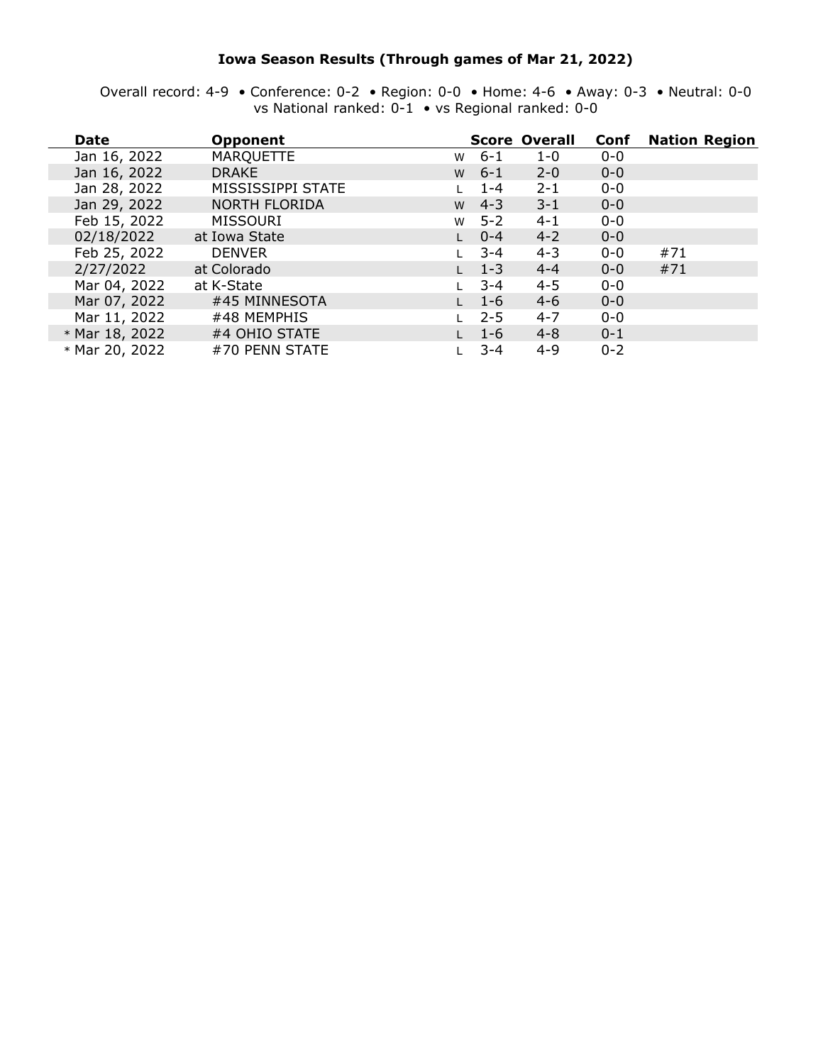**Iowa Season Results (Through games of Mar 21, 2022)**

Overall record: 4-9 • Conference: 0-2 • Region: 0-0 • Home: 4-6 • Away: 0-3 • Neutral: 0-0
vs National ranked: 0-1 • vs Regional ranked: 0-0

| Date | Opponent | | Score | Overall | Conf | Nation | Region |
|---|---|---|---|---|---|---|---|
| Jan 16, 2022 | MARQUETTE | W | 6-1 | 1-0 | 0-0 | | |
| Jan 16, 2022 | DRAKE | W | 6-1 | 2-0 | 0-0 | | |
| Jan 28, 2022 | MISSISSIPPI STATE | L | 1-4 | 2-1 | 0-0 | | |
| Jan 29, 2022 | NORTH FLORIDA | W | 4-3 | 3-1 | 0-0 | | |
| Feb 15, 2022 | MISSOURI | W | 5-2 | 4-1 | 0-0 | | |
| 02/18/2022 | at Iowa State | L | 0-4 | 4-2 | 0-0 | | |
| Feb 25, 2022 | DENVER | L | 3-4 | 4-3 | 0-0 | #71 | |
| 2/27/2022 | at Colorado | L | 1-3 | 4-4 | 0-0 | #71 | |
| Mar 04, 2022 | at K-State | L | 3-4 | 4-5 | 0-0 | | |
| Mar 07, 2022 | #45 MINNESOTA | L | 1-6 | 4-6 | 0-0 | | |
| Mar 11, 2022 | #48 MEMPHIS | L | 2-5 | 4-7 | 0-0 | | |
| * Mar 18, 2022 | #4 OHIO STATE | L | 1-6 | 4-8 | 0-1 | | |
| * Mar 20, 2022 | #70 PENN STATE | L | 3-4 | 4-9 | 0-2 | | |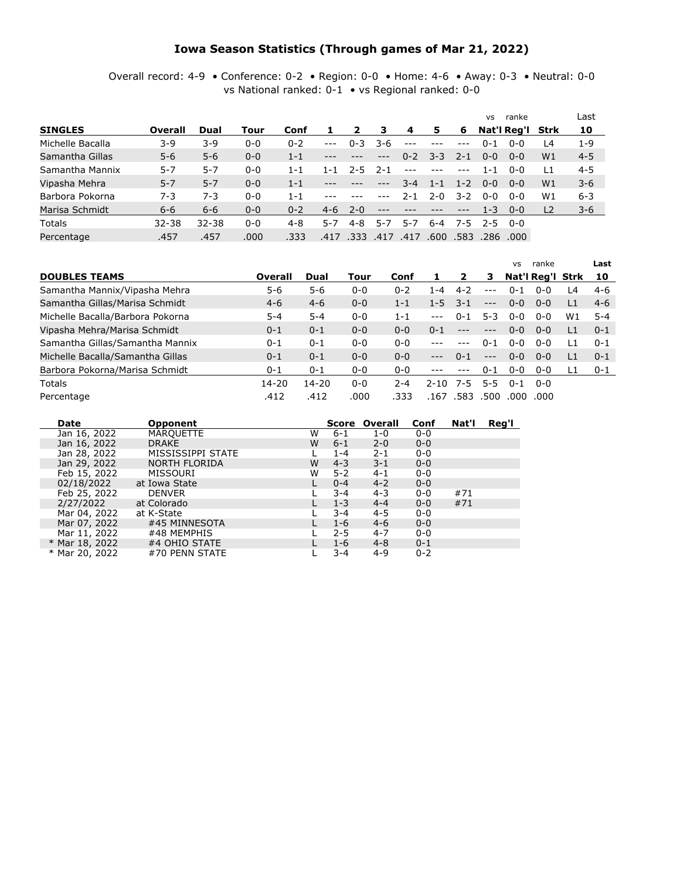# Iowa Season Statistics (Through games of Mar 21, 2022)

Overall record: 4-9 • Conference: 0-2 • Region: 0-0 • Home: 4-6 • Away: 0-3 • Neutral: 0-0
vs National ranked: 0-1 • vs Regional ranked: 0-0

| SINGLES | Overall | Dual | Tour | Conf | 1 | 2 | 3 | 4 | 5 | 6 | vs Nat'l | ranke Reg'l | Strk | Last 10 |
|---|---|---|---|---|---|---|---|---|---|---|---|---|---|---|
| Michelle Bacalla | 3-9 | 3-9 | 0-0 | 0-2 | --- | 0-3 | 3-6 | --- | --- | --- | 0-1 | 0-0 | L4 | 1-9 |
| Samantha Gillas | 5-6 | 5-6 | 0-0 | 1-1 | --- | --- | --- | 0-2 | 3-3 | 2-1 | 0-0 | 0-0 | W1 | 4-5 |
| Samantha Mannix | 5-7 | 5-7 | 0-0 | 1-1 | 1-1 | 2-5 | 2-1 | --- | --- | --- | 1-1 | 0-0 | L1 | 4-5 |
| Vipasha Mehra | 5-7 | 5-7 | 0-0 | 1-1 | --- | --- | --- | 3-4 | 1-1 | 1-2 | 0-0 | 0-0 | W1 | 3-6 |
| Barbora Pokorna | 7-3 | 7-3 | 0-0 | 1-1 | --- | --- | --- | 2-1 | 2-0 | 3-2 | 0-0 | 0-0 | W1 | 6-3 |
| Marisa Schmidt | 6-6 | 6-6 | 0-0 | 0-2 | 4-6 | 2-0 | --- | --- | --- | --- | 1-3 | 0-0 | L2 | 3-6 |
| Totals | 32-38 | 32-38 | 0-0 | 4-8 | 5-7 | 4-8 | 5-7 | 5-7 | 6-4 | 7-5 | 2-5 | 0-0 | | |
| Percentage | .457 | .457 | .000 | .333 | .417 | .333 | .417 | .417 | .600 | .583 | .286 | .000 | | |

| DOUBLES TEAMS | Overall | Dual | Tour | Conf | 1 | 2 | 3 | vs Nat'l | ranke Reg'l | Strk | Last 10 |
|---|---|---|---|---|---|---|---|---|---|---|---|
| Samantha Mannix/Vipasha Mehra | 5-6 | 5-6 | 0-0 | 0-2 | 1-4 | 4-2 | --- | 0-1 | 0-0 | L4 | 4-6 |
| Samantha Gillas/Marisa Schmidt | 4-6 | 4-6 | 0-0 | 1-1 | 1-5 | 3-1 | --- | 0-0 | 0-0 | L1 | 4-6 |
| Michelle Bacalla/Barbora Pokorna | 5-4 | 5-4 | 0-0 | 1-1 | --- | 0-1 | 5-3 | 0-0 | 0-0 | W1 | 5-4 |
| Vipasha Mehra/Marisa Schmidt | 0-1 | 0-1 | 0-0 | 0-0 | 0-1 | --- | --- | 0-0 | 0-0 | L1 | 0-1 |
| Samantha Gillas/Samantha Mannix | 0-1 | 0-1 | 0-0 | 0-0 | --- | --- | 0-1 | 0-0 | 0-0 | L1 | 0-1 |
| Michelle Bacalla/Samantha Gillas | 0-1 | 0-1 | 0-0 | 0-0 | --- | 0-1 | --- | 0-0 | 0-0 | L1 | 0-1 |
| Barbora Pokorna/Marisa Schmidt | 0-1 | 0-1 | 0-0 | 0-0 | --- | --- | 0-1 | 0-0 | 0-0 | L1 | 0-1 |
| Totals | 14-20 | 14-20 | 0-0 | 2-4 | 2-10 | 7-5 | 5-5 | 0-1 | 0-0 | | |
| Percentage | .412 | .412 | .000 | .333 | .167 | .583 | .500 | .000 | .000 | | |

| Date | Opponent | | Score | Overall | Conf | Nat'l | Reg'l |
|---|---|---|---|---|---|---|---|
| Jan 16, 2022 | MARQUETTE | W | 6-1 | 1-0 | 0-0 | | |
| Jan 16, 2022 | DRAKE | W | 6-1 | 2-0 | 0-0 | | |
| Jan 28, 2022 | MISSISSIPPI STATE | L | 1-4 | 2-1 | 0-0 | | |
| Jan 29, 2022 | NORTH FLORIDA | W | 4-3 | 3-1 | 0-0 | | |
| Feb 15, 2022 | MISSOURI | W | 5-2 | 4-1 | 0-0 | | |
| 02/18/2022 | at Iowa State | L | 0-4 | 4-2 | 0-0 | | |
| Feb 25, 2022 | DENVER | L | 3-4 | 4-3 | 0-0 | #71 | |
| 2/27/2022 | at Colorado | L | 1-3 | 4-4 | 0-0 | #71 | |
| Mar 04, 2022 | at K-State | L | 3-4 | 4-5 | 0-0 | | |
| Mar 07, 2022 | #45 MINNESOTA | L | 1-6 | 4-6 | 0-0 | | |
| Mar 11, 2022 | #48 MEMPHIS | L | 2-5 | 4-7 | 0-0 | | |
| * Mar 18, 2022 | #4 OHIO STATE | L | 1-6 | 4-8 | 0-1 | | |
| * Mar 20, 2022 | #70 PENN STATE | L | 3-4 | 4-9 | 0-2 | | |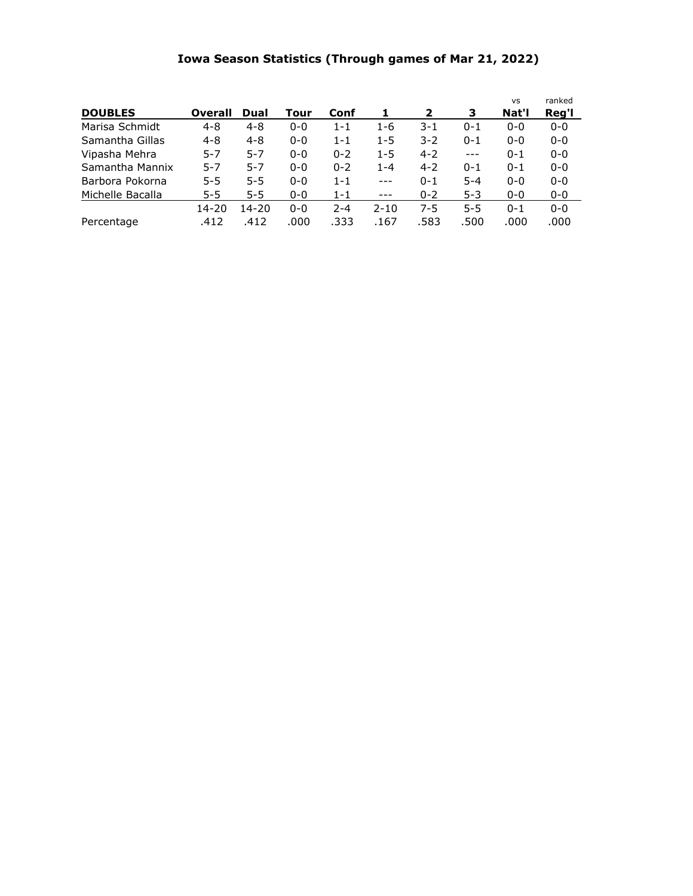# Iowa Season Statistics (Through games of Mar 21, 2022)

| DOUBLES | Overall | Dual | Tour | Conf | 1 | 2 | 3 | vs Nat'l | ranked Reg'l |
|---|---|---|---|---|---|---|---|---|---|
| Marisa Schmidt | 4-8 | 4-8 | 0-0 | 1-1 | 1-6 | 3-1 | 0-1 | 0-0 | 0-0 |
| Samantha Gillas | 4-8 | 4-8 | 0-0 | 1-1 | 1-5 | 3-2 | 0-1 | 0-0 | 0-0 |
| Vipasha Mehra | 5-7 | 5-7 | 0-0 | 0-2 | 1-5 | 4-2 | --- | 0-1 | 0-0 |
| Samantha Mannix | 5-7 | 5-7 | 0-0 | 0-2 | 1-4 | 4-2 | 0-1 | 0-1 | 0-0 |
| Barbora Pokorna | 5-5 | 5-5 | 0-0 | 1-1 | --- | 0-1 | 5-4 | 0-0 | 0-0 |
| Michelle Bacalla | 5-5 | 5-5 | 0-0 | 1-1 | --- | 0-2 | 5-3 | 0-0 | 0-0 |
| | 14-20 | 14-20 | 0-0 | 2-4 | 2-10 | 7-5 | 5-5 | 0-1 | 0-0 |
| Percentage | .412 | .412 | .000 | .333 | .167 | .583 | .500 | .000 | .000 |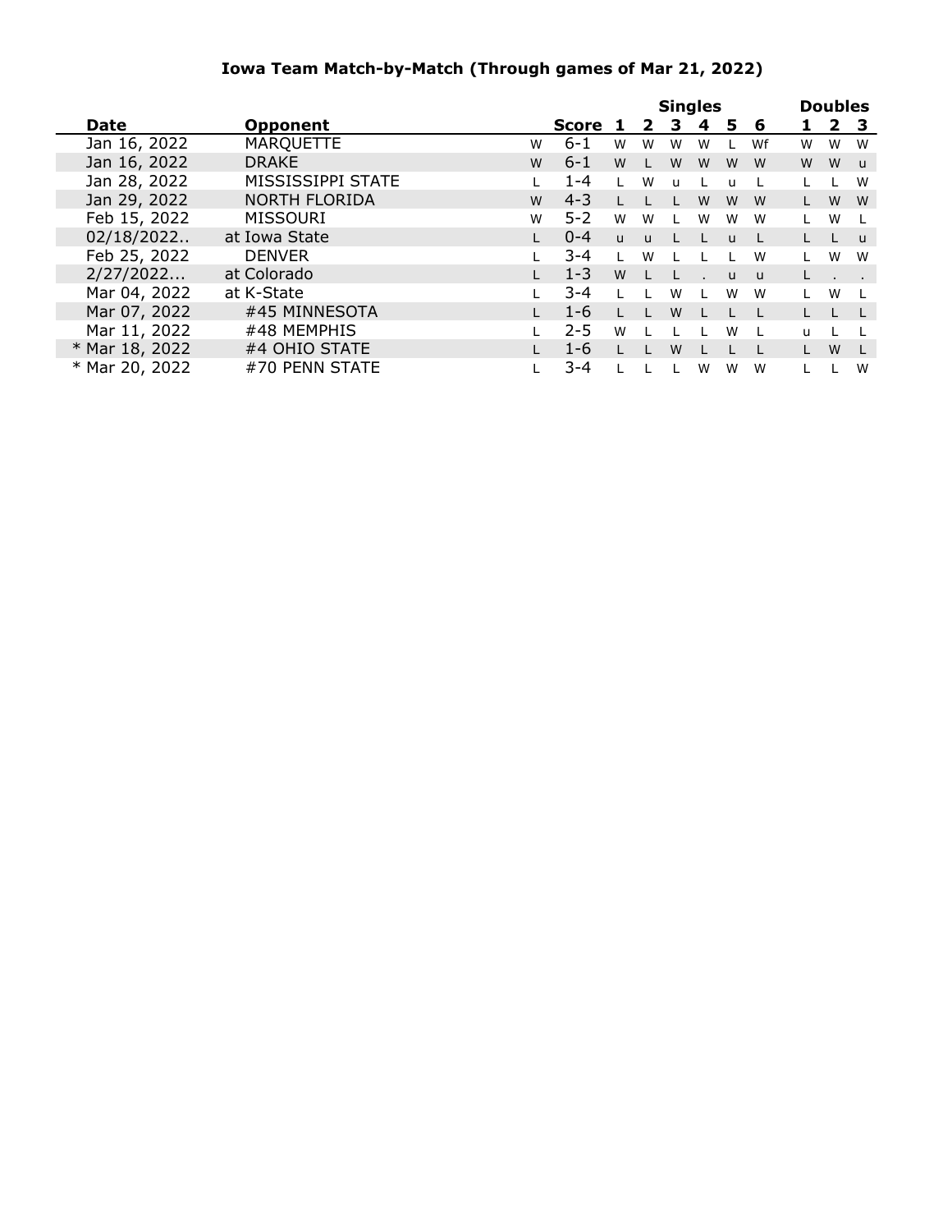## Iowa Team Match-by-Match (Through games of Mar 21, 2022)

| Date | Opponent | | Score | Singles 1 | 2 | 3 | 4 | 5 | 6 | Doubles 1 | 2 | 3 |
|---|---|---|---|---|---|---|---|---|---|---|---|---|
| Jan 16, 2022 | MARQUETTE | W | 6-1 | W | W | W | W | L | Wf | W | W | W |
| Jan 16, 2022 | DRAKE | W | 6-1 | W | L | W | W | W | W | W | W | u |
| Jan 28, 2022 | MISSISSIPPI STATE | L | 1-4 | L | W | u | L | u | L | L | L | W |
| Jan 29, 2022 | NORTH FLORIDA | W | 4-3 | L | L | L | W | W | W | L | W | W |
| Feb 15, 2022 | MISSOURI | W | 5-2 | W | W | L | W | W | W | L | W | L |
| 02/18/2022.. | at Iowa State | L | 0-4 | u | u | L | L | u | L | L | L | u |
| Feb 25, 2022 | DENVER | L | 3-4 | L | W | L | L | L | W | L | W | W |
| 2/27/2022... | at Colorado | L | 1-3 | W | L | L | . | u | u | L | . | . |
| Mar 04, 2022 | at K-State | L | 3-4 | L | L | W | L | W | W | L | W | L |
| Mar 07, 2022 | #45 MINNESOTA | L | 1-6 | L | L | W | L | L | L | L | L | L |
| Mar 11, 2022 | #48 MEMPHIS | L | 2-5 | W | L | L | L | W | L | u | L | L |
| * Mar 18, 2022 | #4 OHIO STATE | L | 1-6 | L | L | W | L | L | L | L | W | L |
| * Mar 20, 2022 | #70 PENN STATE | L | 3-4 | L | L | L | W | W | W | L | L | W |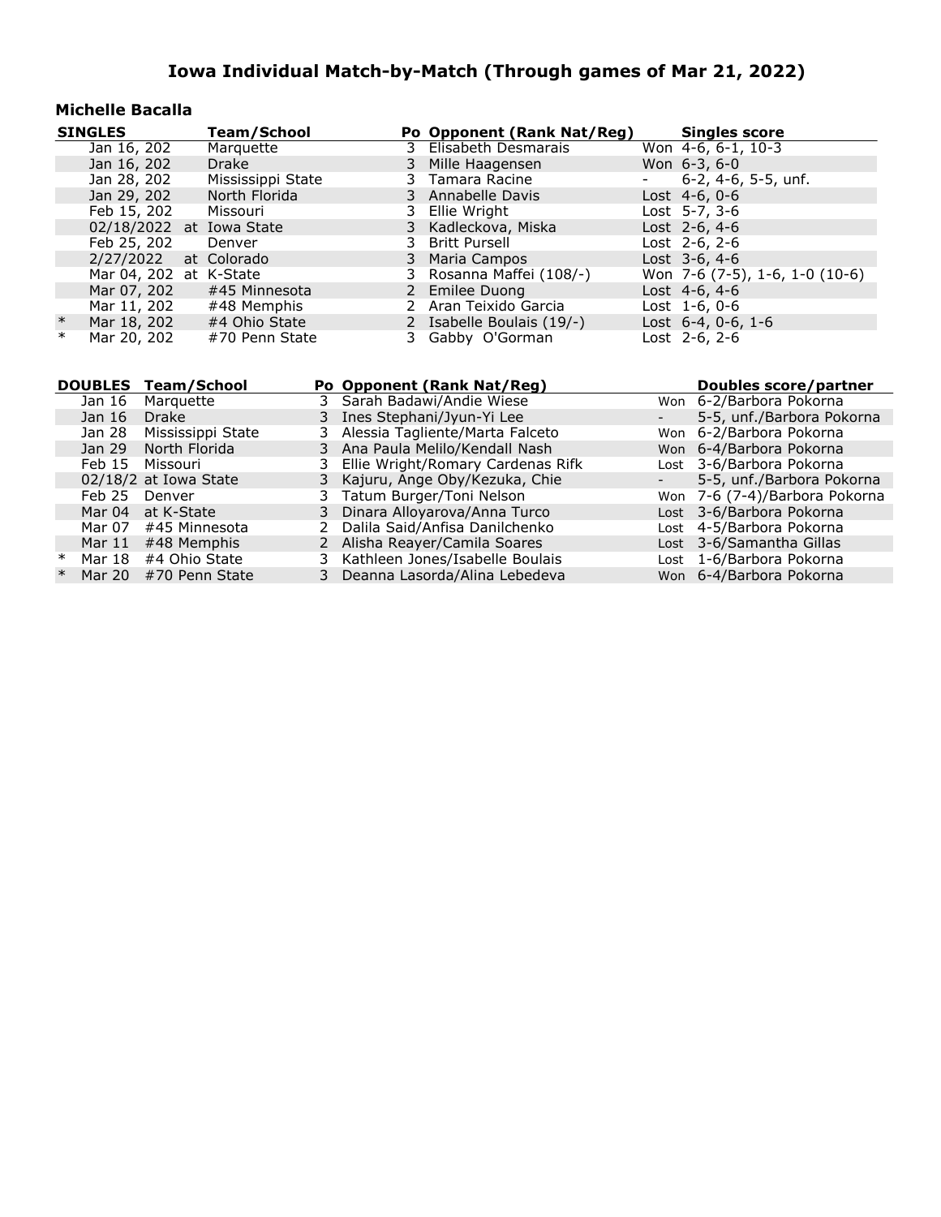# Iowa Individual Match-by-Match (Through games of Mar 21, 2022)

## Michelle Bacalla

| | SINGLES | Team/School | Po | Opponent (Rank Nat/Reg) | Singles score |
|---|---|---|---|---|---|
| | Jan 16, 202 | Marquette | 3 | Elisabeth Desmarais | Won 4-6, 6-1, 10-3 |
| | Jan 16, 202 | Drake | 3 | Mille Haagensen | Won 6-3, 6-0 |
| | Jan 28, 202 | Mississippi State | 3 | Tamara Racine | - 6-2, 4-6, 5-5, unf. |
| | Jan 29, 202 | North Florida | 3 | Annabelle Davis | Lost 4-6, 0-6 |
| | Feb 15, 202 | Missouri | 3 | Ellie Wright | Lost 5-7, 3-6 |
| | 02/18/2022 | at Iowa State | 3 | Kadleckova, Miska | Lost 2-6, 4-6 |
| | Feb 25, 202 | Denver | 3 | Britt Pursell | Lost 2-6, 2-6 |
| | 2/27/2022 | at Colorado | 3 | Maria Campos | Lost 3-6, 4-6 |
| | Mar 04, 202 | at K-State | 3 | Rosanna Maffei (108/-) | Won 7-6 (7-5), 1-6, 1-0 (10-6) |
| | Mar 07, 202 | #45 Minnesota | 2 | Emilee Duong | Lost 4-6, 4-6 |
| | Mar 11, 202 | #48 Memphis | 2 | Aran Teixido Garcia | Lost 1-6, 0-6 |
| * | Mar 18, 202 | #4 Ohio State | 2 | Isabelle Boulais (19/-) | Lost 6-4, 0-6, 1-6 |
| * | Mar 20, 202 | #70 Penn State | 3 | Gabby O'Gorman | Lost 2-6, 2-6 |

| | DOUBLES | Team/School | Po | Opponent (Rank Nat/Reg) | Doubles score/partner |
|---|---|---|---|---|---|
| | Jan 16 | Marquette | 3 | Sarah Badawi/Andie Wiese | Won 6-2/Barbora Pokorna |
| | Jan 16 | Drake | 3 | Ines Stephani/Jyun-Yi Lee | - 5-5, unf./Barbora Pokorna |
| | Jan 28 | Mississippi State | 3 | Alessia Tagliente/Marta Falceto | Won 6-2/Barbora Pokorna |
| | Jan 29 | North Florida | 3 | Ana Paula Melilo/Kendall Nash | Won 6-4/Barbora Pokorna |
| | Feb 15 | Missouri | 3 | Ellie Wright/Romary Cardenas Rifk | Lost 3-6/Barbora Pokorna |
| | 02/18/2 | at Iowa State | 3 | Kajuru, Ange Oby/Kezuka, Chie | - 5-5, unf./Barbora Pokorna |
| | Feb 25 | Denver | 3 | Tatum Burger/Toni Nelson | Won 7-6 (7-4)/Barbora Pokorna |
| | Mar 04 | at K-State | 3 | Dinara Alloyarova/Anna Turco | Lost 3-6/Barbora Pokorna |
| | Mar 07 | #45 Minnesota | 2 | Dalila Said/Anfisa Danilchenko | Lost 4-5/Barbora Pokorna |
| | Mar 11 | #48 Memphis | 2 | Alisha Reayer/Camila Soares | Lost 3-6/Samantha Gillas |
| * | Mar 18 | #4 Ohio State | 3 | Kathleen Jones/Isabelle Boulais | Lost 1-6/Barbora Pokorna |
| * | Mar 20 | #70 Penn State | 3 | Deanna Lasorda/Alina Lebedeva | Won 6-4/Barbora Pokorna |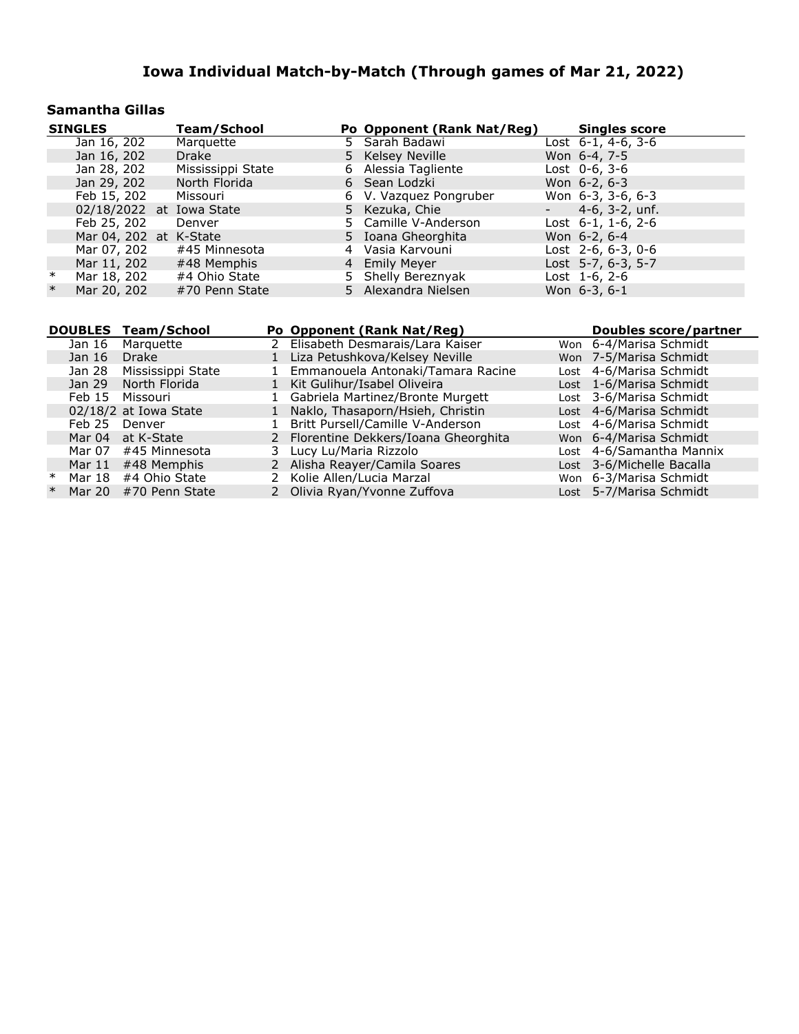# Iowa Individual Match-by-Match (Through games of Mar 21, 2022)

## Samantha Gillas

| SINGLES | | Team/School | Po | Opponent (Rank Nat/Reg) | Singles score |
|---|---|---|---|---|---|
| | Jan 16, 202 | Marquette | 5 | Sarah Badawi | Lost 6-1, 4-6, 3-6 |
| | Jan 16, 202 | Drake | 5 | Kelsey Neville | Won 6-4, 7-5 |
| | Jan 28, 202 | Mississippi State | 6 | Alessia Tagliente | Lost 0-6, 3-6 |
| | Jan 29, 202 | North Florida | 6 | Sean Lodzki | Won 6-2, 6-3 |
| | Feb 15, 202 | Missouri | 6 | V. Vazquez Pongruber | Won 6-3, 3-6, 6-3 |
| | 02/18/2022 | at Iowa State | 5 | Kezuka, Chie | - 4-6, 3-2, unf. |
| | Feb 25, 202 | Denver | 5 | Camille V-Anderson | Lost 6-1, 1-6, 2-6 |
| | Mar 04, 202 | at K-State | 5 | Ioana Gheorghita | Won 6-2, 6-4 |
| | Mar 07, 202 | #45 Minnesota | 4 | Vasia Karvouni | Lost 2-6, 6-3, 0-6 |
| | Mar 11, 202 | #48 Memphis | 4 | Emily Meyer | Lost 5-7, 6-3, 5-7 |
| * | Mar 18, 202 | #4 Ohio State | 5 | Shelly Bereznyak | Lost 1-6, 2-6 |
| * | Mar 20, 202 | #70 Penn State | 5 | Alexandra Nielsen | Won 6-3, 6-1 |

| DOUBLES | | Team/School | Po | Opponent (Rank Nat/Reg) | | Doubles score/partner |
|---|---|---|---|---|---|---|
| | Jan 16 | Marquette | 2 | Elisabeth Desmarais/Lara Kaiser | Won | 6-4/Marisa Schmidt |
| | Jan 16 | Drake | 1 | Liza Petushkova/Kelsey Neville | Won | 7-5/Marisa Schmidt |
| | Jan 28 | Mississippi State | 1 | Emmanouela Antonaki/Tamara Racine | Lost | 4-6/Marisa Schmidt |
| | Jan 29 | North Florida | 1 | Kit Gulihur/Isabel Oliveira | Lost | 1-6/Marisa Schmidt |
| | Feb 15 | Missouri | 1 | Gabriela Martinez/Bronte Murgett | Lost | 3-6/Marisa Schmidt |
| | 02/18/2 | at Iowa State | 1 | Naklo, Thasaporn/Hsieh, Christin | Lost | 4-6/Marisa Schmidt |
| | Feb 25 | Denver | 1 | Britt Pursell/Camille V-Anderson | Lost | 4-6/Marisa Schmidt |
| | Mar 04 | at K-State | 2 | Florentine Dekkers/Ioana Gheorghita | Won | 6-4/Marisa Schmidt |
| | Mar 07 | #45 Minnesota | 3 | Lucy Lu/Maria Rizzolo | Lost | 4-6/Samantha Mannix |
| | Mar 11 | #48 Memphis | 2 | Alisha Reayer/Camila Soares | Lost | 3-6/Michelle Bacalla |
| * | Mar 18 | #4 Ohio State | 2 | Kolie Allen/Lucia Marzal | Won | 6-3/Marisa Schmidt |
| * | Mar 20 | #70 Penn State | 2 | Olivia Ryan/Yvonne Zuffova | Lost | 5-7/Marisa Schmidt |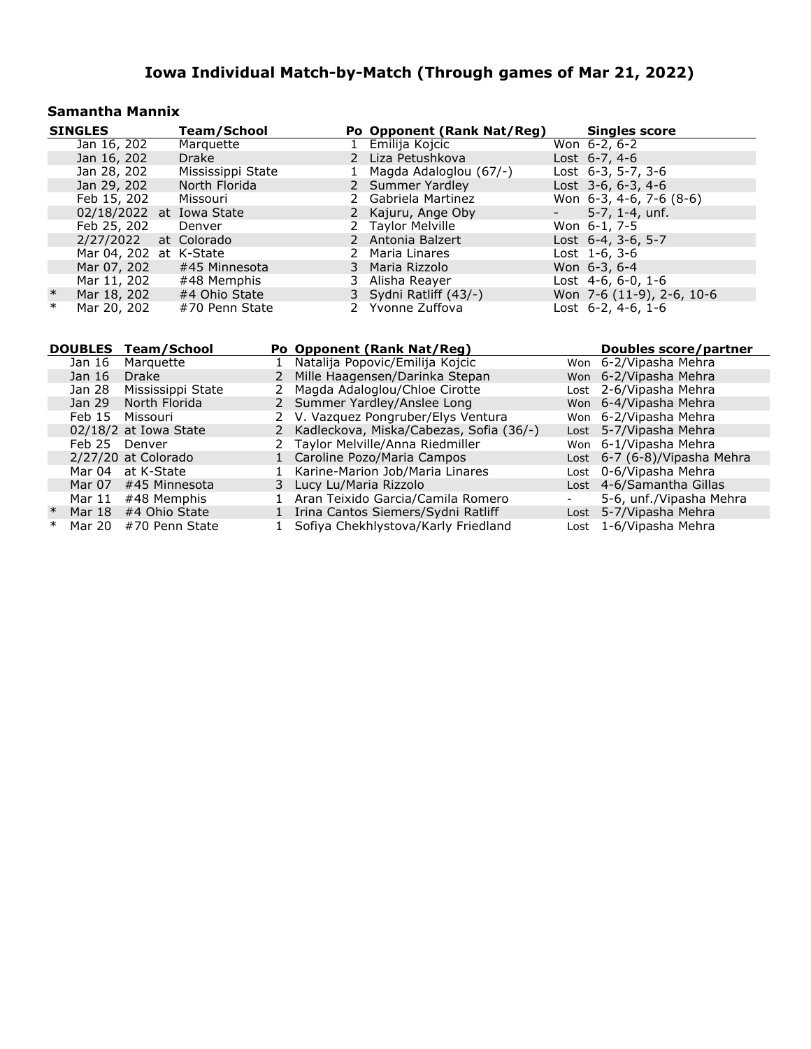# Iowa Individual Match-by-Match (Through games of Mar 21, 2022)

## Samantha Mannix

| | SINGLES | Team/School | Po | Opponent (Rank Nat/Reg) | Singles score |
|---|---|---|---|---|---|
| | Jan 16, 202 | Marquette | 1 | Emilija Kojcic | Won 6-2, 6-2 |
| | Jan 16, 202 | Drake | 2 | Liza Petushkova | Lost 6-7, 4-6 |
| | Jan 28, 202 | Mississippi State | 1 | Magda Adaloglou (67/-) | Lost 6-3, 5-7, 3-6 |
| | Jan 29, 202 | North Florida | 2 | Summer Yardley | Lost 3-6, 6-3, 4-6 |
| | Feb 15, 202 | Missouri | 2 | Gabriela Martinez | Won 6-3, 4-6, 7-6 (8-6) |
| | 02/18/2022 | at Iowa State | 2 | Kajuru, Ange Oby | - 5-7, 1-4, unf. |
| | Feb 25, 202 | Denver | 2 | Taylor Melville | Won 6-1, 7-5 |
| | 2/27/2022 | at Colorado | 2 | Antonia Balzert | Lost 6-4, 3-6, 5-7 |
| | Mar 04, 202 | at K-State | 2 | Maria Linares | Lost 1-6, 3-6 |
| | Mar 07, 202 | #45 Minnesota | 3 | Maria Rizzolo | Won 6-3, 6-4 |
| | Mar 11, 202 | #48 Memphis | 3 | Alisha Reayer | Lost 4-6, 6-0, 1-6 |
| * | Mar 18, 202 | #4 Ohio State | 3 | Sydni Ratliff (43/-) | Won 7-6 (11-9), 2-6, 10-6 |
| * | Mar 20, 202 | #70 Penn State | 2 | Yvonne Zuffova | Lost 6-2, 4-6, 1-6 |

| | DOUBLES | Team/School | Po | Opponent (Rank Nat/Reg) | | Doubles score/partner |
|---|---|---|---|---|---|---|
| | Jan 16 | Marquette | 1 | Natalija Popovic/Emilija Kojcic | Won | 6-2/Vipasha Mehra |
| | Jan 16 | Drake | 2 | Mille Haagensen/Darinka Stepan | Won | 6-2/Vipasha Mehra |
| | Jan 28 | Mississippi State | 2 | Magda Adaloglou/Chloe Cirotte | Lost | 2-6/Vipasha Mehra |
| | Jan 29 | North Florida | 2 | Summer Yardley/Anslee Long | Won | 6-4/Vipasha Mehra |
| | Feb 15 | Missouri | 2 | V. Vazquez Pongruber/Elys Ventura | Won | 6-2/Vipasha Mehra |
| | 02/18/2 | at Iowa State | 2 | Kadleckova, Miska/Cabezas, Sofia (36/-) | Lost | 5-7/Vipasha Mehra |
| | Feb 25 | Denver | 2 | Taylor Melville/Anna Riedmiller | Won | 6-1/Vipasha Mehra |
| | 2/27/20 | at Colorado | 1 | Caroline Pozo/Maria Campos | Lost | 6-7 (6-8)/Vipasha Mehra |
| | Mar 04 | at K-State | 1 | Karine-Marion Job/Maria Linares | Lost | 0-6/Vipasha Mehra |
| | Mar 07 | #45 Minnesota | 3 | Lucy Lu/Maria Rizzolo | Lost | 4-6/Samantha Gillas |
| | Mar 11 | #48 Memphis | 1 | Aran Teixido Garcia/Camila Romero | - | 5-6, unf./Vipasha Mehra |
| * | Mar 18 | #4 Ohio State | 1 | Irina Cantos Siemers/Sydni Ratliff | Lost | 5-7/Vipasha Mehra |
| * | Mar 20 | #70 Penn State | 1 | Sofiya Chekhlystova/Karly Friedland | Lost | 1-6/Vipasha Mehra |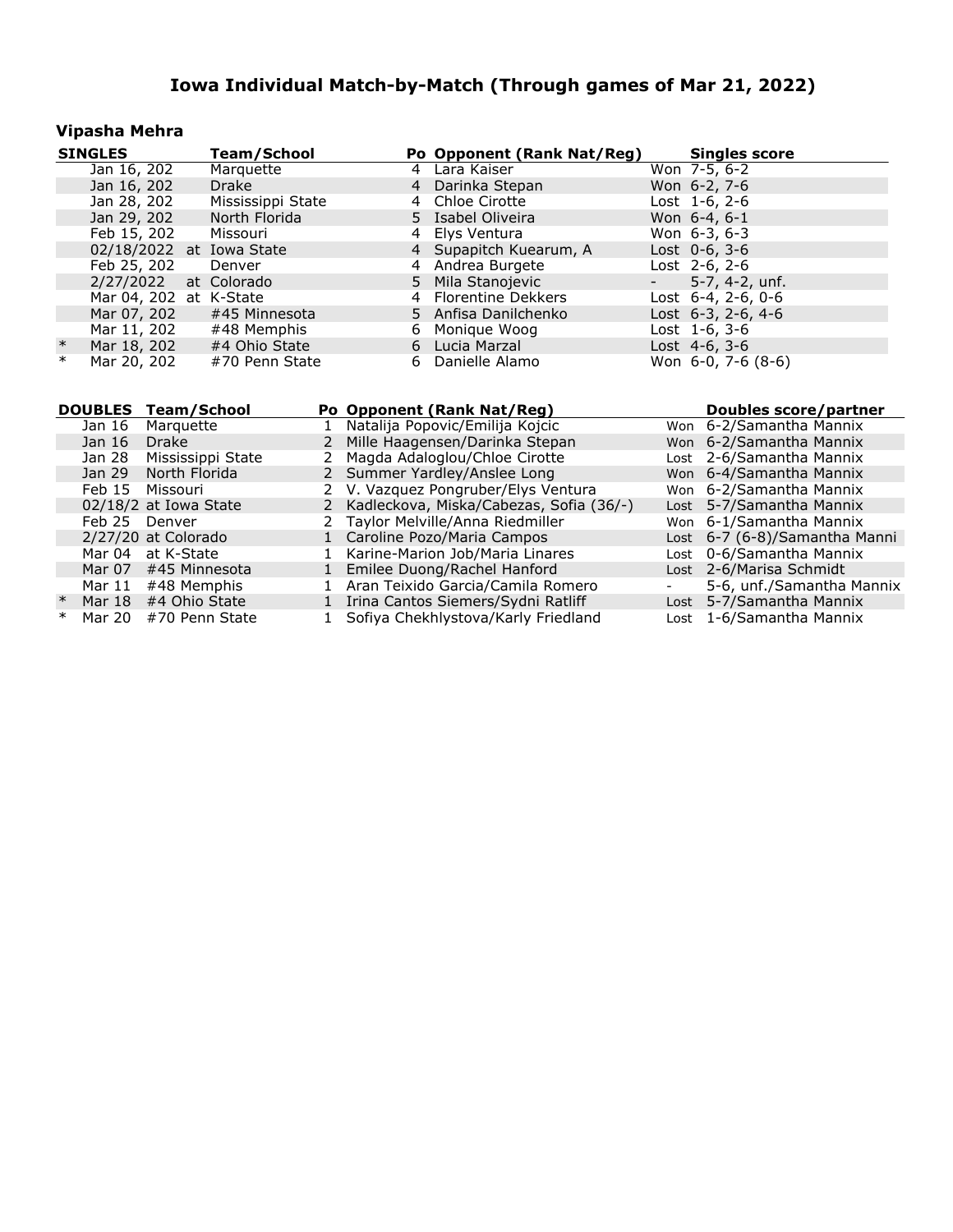# Iowa Individual Match-by-Match (Through games of Mar 21, 2022)

## Vipasha Mehra

| | SINGLES | Team/School | Po | Opponent (Rank Nat/Reg) | Singles score |
|---|---|---|---|---|---|
| | Jan 16, 202 | Marquette | 4 | Lara Kaiser | Won 7-5, 6-2 |
| | Jan 16, 202 | Drake | 4 | Darinka Stepan | Won 6-2, 7-6 |
| | Jan 28, 202 | Mississippi State | 4 | Chloe Cirotte | Lost 1-6, 2-6 |
| | Jan 29, 202 | North Florida | 5 | Isabel Oliveira | Won 6-4, 6-1 |
| | Feb 15, 202 | Missouri | 4 | Elys Ventura | Won 6-3, 6-3 |
| | 02/18/2022 | at Iowa State | 4 | Supapitch Kuearum, A | Lost 0-6, 3-6 |
| | Feb 25, 202 | Denver | 4 | Andrea Burgete | Lost 2-6, 2-6 |
| | 2/27/2022 | at Colorado | 5 | Mila Stanojevic | - 5-7, 4-2, unf. |
| | Mar 04, 202 | at K-State | 4 | Florentine Dekkers | Lost 6-4, 2-6, 0-6 |
| | Mar 07, 202 | #45 Minnesota | 5 | Anfisa Danilchenko | Lost 6-3, 2-6, 4-6 |
| | Mar 11, 202 | #48 Memphis | 6 | Monique Woog | Lost 1-6, 3-6 |
| * | Mar 18, 202 | #4 Ohio State | 6 | Lucia Marzal | Lost 4-6, 3-6 |
| * | Mar 20, 202 | #70 Penn State | 6 | Danielle Alamo | Won 6-0, 7-6 (8-6) |

| | DOUBLES | Team/School | Po | Opponent (Rank Nat/Reg) | | Doubles score/partner |
|---|---|---|---|---|---|---|
| | Jan 16 | Marquette | 1 | Natalija Popovic/Emilija Kojcic | Won | 6-2/Samantha Mannix |
| | Jan 16 | Drake | 2 | Mille Haagensen/Darinka Stepan | Won | 6-2/Samantha Mannix |
| | Jan 28 | Mississippi State | 2 | Magda Adaloglou/Chloe Cirotte | Lost | 2-6/Samantha Mannix |
| | Jan 29 | North Florida | 2 | Summer Yardley/Anslee Long | Won | 6-4/Samantha Mannix |
| | Feb 15 | Missouri | 2 | V. Vazquez Pongruber/Elys Ventura | Won | 6-2/Samantha Mannix |
| | 02/18/2 | at Iowa State | 2 | Kadleckova, Miska/Cabezas, Sofia (36/-) | Lost | 5-7/Samantha Mannix |
| | Feb 25 | Denver | 2 | Taylor Melville/Anna Riedmiller | Won | 6-1/Samantha Mannix |
| | 2/27/20 | at Colorado | 1 | Caroline Pozo/Maria Campos | Lost | 6-7 (6-8)/Samantha Manni |
| | Mar 04 | at K-State | 1 | Karine-Marion Job/Maria Linares | Lost | 0-6/Samantha Mannix |
| | Mar 07 | #45 Minnesota | 1 | Emilee Duong/Rachel Hanford | Lost | 2-6/Marisa Schmidt |
| | Mar 11 | #48 Memphis | 1 | Aran Teixido Garcia/Camila Romero | - | 5-6, unf./Samantha Mannix |
| * | Mar 18 | #4 Ohio State | 1 | Irina Cantos Siemers/Sydni Ratliff | Lost | 5-7/Samantha Mannix |
| * | Mar 20 | #70 Penn State | 1 | Sofiya Chekhlystova/Karly Friedland | Lost | 1-6/Samantha Mannix |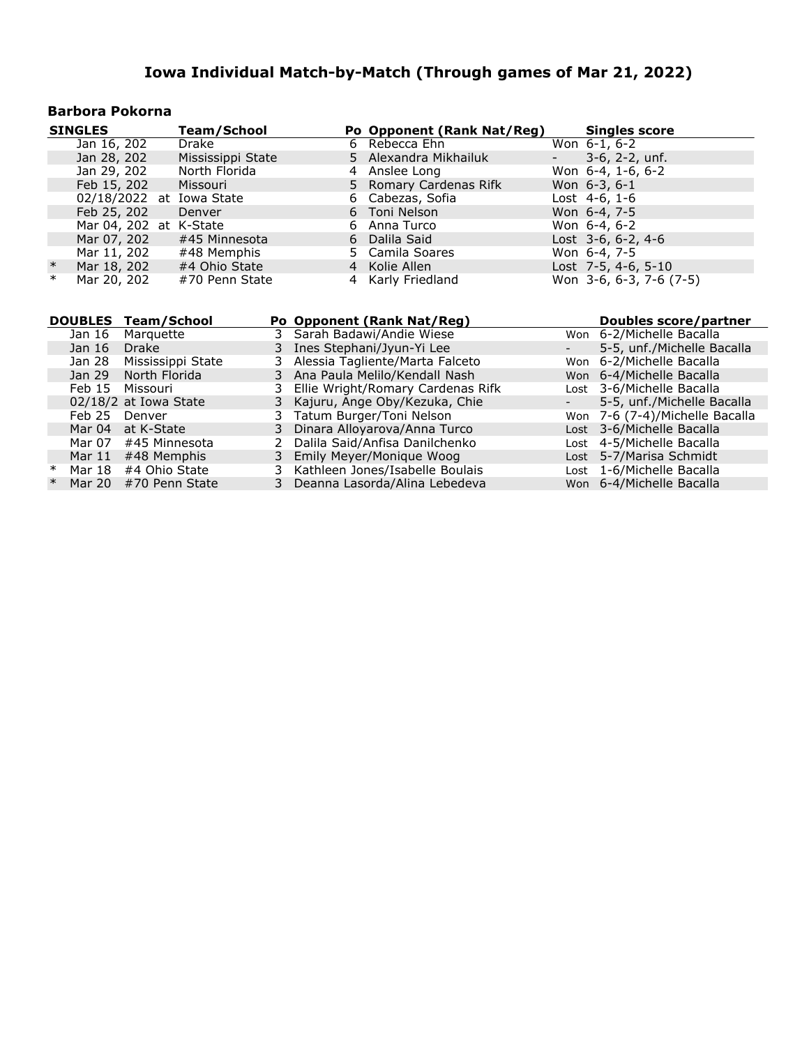# Iowa Individual Match-by-Match (Through games of Mar 21, 2022)

## Barbora Pokorna

| | SINGLES | Team/School | Po | Opponent (Rank Nat/Reg) | Singles score |
|---|---|---|---|---|---|
| | Jan 16, 202 | Drake | 6 | Rebecca Ehn | Won 6-1, 6-2 |
| | Jan 28, 202 | Mississippi State | 5 | Alexandra Mikhailuk | - 3-6, 2-2, unf. |
| | Jan 29, 202 | North Florida | 4 | Anslee Long | Won 6-4, 1-6, 6-2 |
| | Feb 15, 202 | Missouri | 5 | Romary Cardenas Rifk | Won 6-3, 6-1 |
| | 02/18/2022 | at Iowa State | 6 | Cabezas, Sofia | Lost 4-6, 1-6 |
| | Feb 25, 202 | Denver | 6 | Toni Nelson | Won 6-4, 7-5 |
| | Mar 04, 202 | at K-State | 6 | Anna Turco | Won 6-4, 6-2 |
| | Mar 07, 202 | #45 Minnesota | 6 | Dalila Said | Lost 3-6, 6-2, 4-6 |
| | Mar 11, 202 | #48 Memphis | 5 | Camila Soares | Won 6-4, 7-5 |
| * | Mar 18, 202 | #4 Ohio State | 4 | Kolie Allen | Lost 7-5, 4-6, 5-10 |
| * | Mar 20, 202 | #70 Penn State | 4 | Karly Friedland | Won 3-6, 6-3, 7-6 (7-5) |

| | DOUBLES | Team/School | Po | Opponent (Rank Nat/Reg) | | Doubles score/partner |
|---|---|---|---|---|---|---|
| | Jan 16 | Marquette | 3 | Sarah Badawi/Andie Wiese | Won | 6-2/Michelle Bacalla |
| | Jan 16 | Drake | 3 | Ines Stephani/Jyun-Yi Lee | - | 5-5, unf./Michelle Bacalla |
| | Jan 28 | Mississippi State | 3 | Alessia Tagliente/Marta Falceto | Won | 6-2/Michelle Bacalla |
| | Jan 29 | North Florida | 3 | Ana Paula Melilo/Kendall Nash | Won | 6-4/Michelle Bacalla |
| | Feb 15 | Missouri | 3 | Ellie Wright/Romary Cardenas Rifk | Lost | 3-6/Michelle Bacalla |
| | 02/18/2 | at Iowa State | 3 | Kajuru, Ange Oby/Kezuka, Chie | - | 5-5, unf./Michelle Bacalla |
| | Feb 25 | Denver | 3 | Tatum Burger/Toni Nelson | Won | 7-6 (7-4)/Michelle Bacalla |
| | Mar 04 | at K-State | 3 | Dinara Alloyarova/Anna Turco | Lost | 3-6/Michelle Bacalla |
| | Mar 07 | #45 Minnesota | 2 | Dalila Said/Anfisa Danilchenko | Lost | 4-5/Michelle Bacalla |
| | Mar 11 | #48 Memphis | 3 | Emily Meyer/Monique Woog | Lost | 5-7/Marisa Schmidt |
| * | Mar 18 | #4 Ohio State | 3 | Kathleen Jones/Isabelle Boulais | Lost | 1-6/Michelle Bacalla |
| * | Mar 20 | #70 Penn State | 3 | Deanna Lasorda/Alina Lebedeva | Won | 6-4/Michelle Bacalla |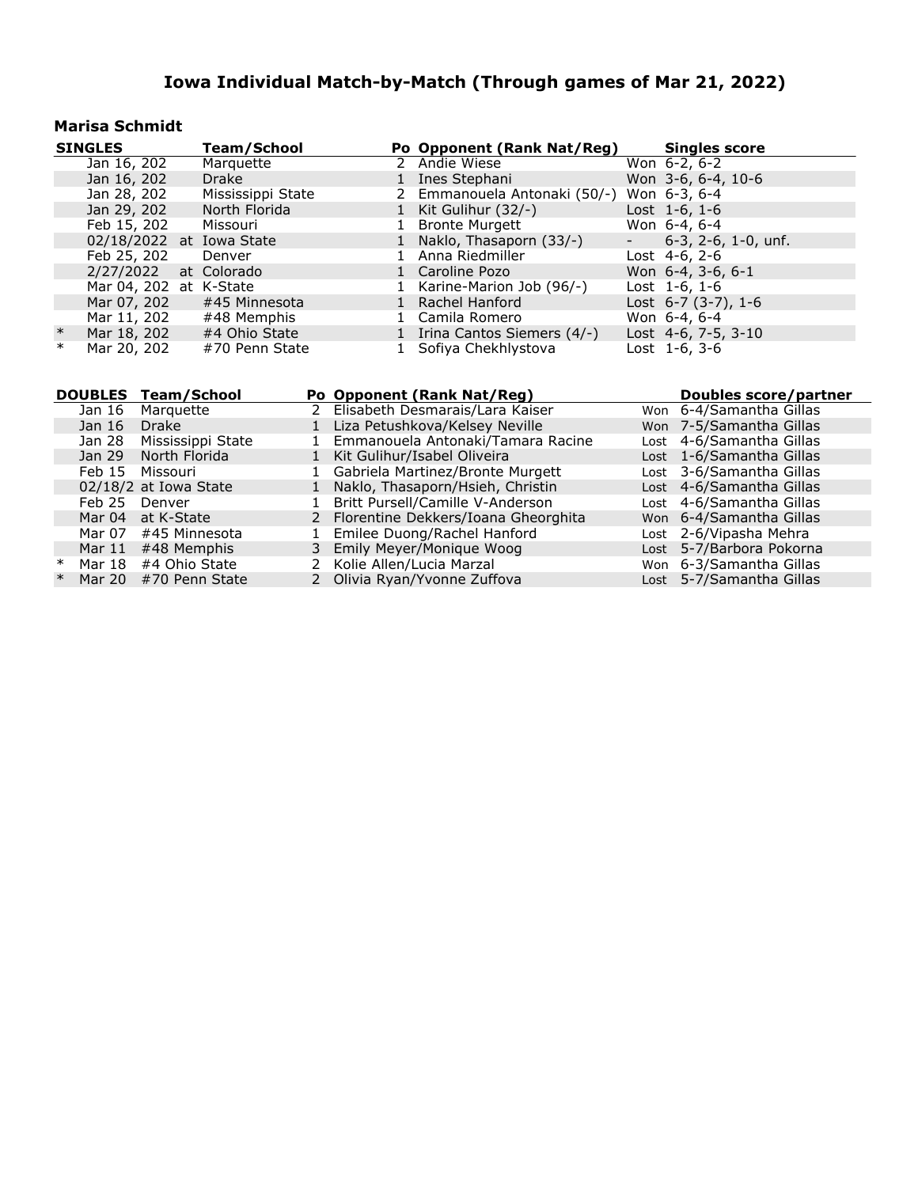# Iowa Individual Match-by-Match (Through games of Mar 21, 2022)

## Marisa Schmidt

| | SINGLES | Team/School | Po | Opponent (Rank Nat/Reg) | Singles score |
|---|---|---|---|---|---|
| | Jan 16, 202 | Marquette | 2 | Andie Wiese | Won 6-2, 6-2 |
| | Jan 16, 202 | Drake | 1 | Ines Stephani | Won 3-6, 6-4, 10-6 |
| | Jan 28, 202 | Mississippi State | 2 | Emmanouela Antonaki (50/-) | Won 6-3, 6-4 |
| | Jan 29, 202 | North Florida | 1 | Kit Gulihur (32/-) | Lost 1-6, 1-6 |
| | Feb 15, 202 | Missouri | 1 | Bronte Murgett | Won 6-4, 6-4 |
| | 02/18/2022 | at Iowa State | 1 | Naklo, Thasaporn (33/-) | - 6-3, 2-6, 1-0, unf. |
| | Feb 25, 202 | Denver | 1 | Anna Riedmiller | Lost 4-6, 2-6 |
| | 2/27/2022 | at Colorado | 1 | Caroline Pozo | Won 6-4, 3-6, 6-1 |
| | Mar 04, 202 | at K-State | 1 | Karine-Marion Job (96/-) | Lost 1-6, 1-6 |
| | Mar 07, 202 | #45 Minnesota | 1 | Rachel Hanford | Lost 6-7 (3-7), 1-6 |
| | Mar 11, 202 | #48 Memphis | 1 | Camila Romero | Won 6-4, 6-4 |
| * | Mar 18, 202 | #4 Ohio State | 1 | Irina Cantos Siemers (4/-) | Lost 4-6, 7-5, 3-10 |
| * | Mar 20, 202 | #70 Penn State | 1 | Sofiya Chekhlystova | Lost 1-6, 3-6 |

| | DOUBLES | Team/School | Po | Opponent (Rank Nat/Reg) | | Doubles score/partner |
|---|---|---|---|---|---|---|
| | Jan 16 | Marquette | 2 | Elisabeth Desmarais/Lara Kaiser | Won | 6-4/Samantha Gillas |
| | Jan 16 | Drake | 1 | Liza Petushkova/Kelsey Neville | Won | 7-5/Samantha Gillas |
| | Jan 28 | Mississippi State | 1 | Emmanouela Antonaki/Tamara Racine | Lost | 4-6/Samantha Gillas |
| | Jan 29 | North Florida | 1 | Kit Gulihur/Isabel Oliveira | Lost | 1-6/Samantha Gillas |
| | Feb 15 | Missouri | 1 | Gabriela Martinez/Bronte Murgett | Lost | 3-6/Samantha Gillas |
| | 02/18/2 | at Iowa State | 1 | Naklo, Thasaporn/Hsieh, Christin | Lost | 4-6/Samantha Gillas |
| | Feb 25 | Denver | 1 | Britt Pursell/Camille V-Anderson | Lost | 4-6/Samantha Gillas |
| | Mar 04 | at K-State | 2 | Florentine Dekkers/Ioana Gheorghita | Won | 6-4/Samantha Gillas |
| | Mar 07 | #45 Minnesota | 1 | Emilee Duong/Rachel Hanford | Lost | 2-6/Vipasha Mehra |
| | Mar 11 | #48 Memphis | 3 | Emily Meyer/Monique Woog | Lost | 5-7/Barbora Pokorna |
| * | Mar 18 | #4 Ohio State | 2 | Kolie Allen/Lucia Marzal | Won | 6-3/Samantha Gillas |
| * | Mar 20 | #70 Penn State | 2 | Olivia Ryan/Yvonne Zuffova | Lost | 5-7/Samantha Gillas |